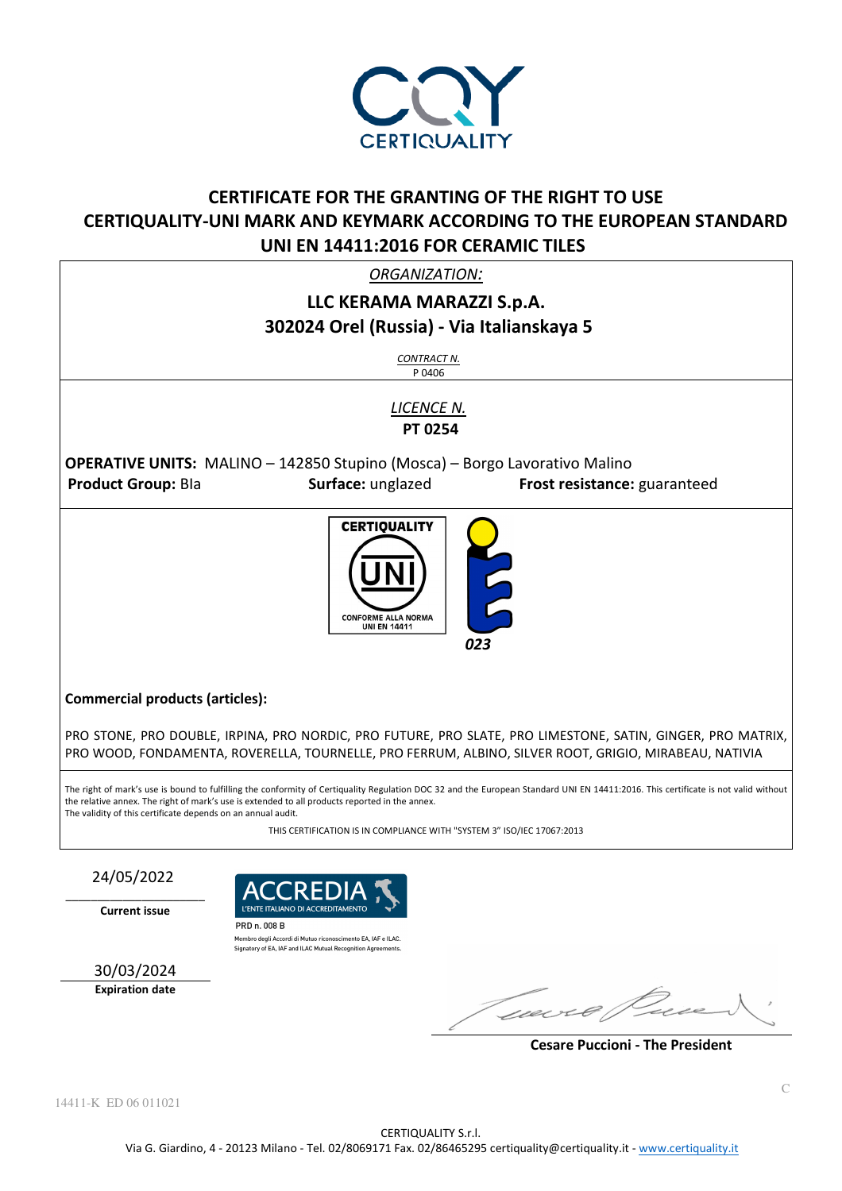CERTIQUALITY

# CERTIFICATE FOR THE GRANTING OF THE RIGHT TO USE CERTIQUALITY-UNI MARK AND KEYMARK ACCORDING TO THE EUROPEAN STANDARD UNI EN 14411:2016 FOR CERAMIC TILES

*ORGANIZATION:*

**LLC KERAMA MARAZZI S.p.A.**
**302024 Orel (Russia) - Via Italianskaya 5**

*CONTRACT N.*
P 0406

*LICENCE N.*
**PT 0254**

**OPERATIVE UNITS:** MALINO – 142850 Stupino (Mosca) – Borgo Lavorativo Malino

**Product Group:** BIa **Surface:** unglazed **Frost resistance:** guaranteed

CERTIQUALITY UNI CONFORME ALLA NORMA UNI EN 14411

023

**Commercial products (articles):**

PRO STONE, PRO DOUBLE, IRPINA, PRO NORDIC, PRO FUTURE, PRO SLATE, PRO LIMESTONE, SATIN, GINGER, PRO MATRIX, PRO WOOD, FONDAMENTA, ROVERELLA, TOURNELLE, PRO FERRUM, ALBINO, SILVER ROOT, GRIGIO, MIRABEAU, NATIVIA

The right of mark's use is bound to fulfilling the conformity of Certiquality Regulation DOC 32 and the European Standard UNI EN 14411:2016. This certificate is not valid without the relative annex. The right of mark's use is extended to all products reported in the annex.
The validity of this certificate depends on an annual audit.

THIS CERTIFICATION IS IN COMPLIANCE WITH "SYSTEM 3" ISO/IEC 17067:2013

24/05/2022
**Current issue**

ACCREDIA L'ENTE ITALIANO DI ACCREDITAMENTO
PRD n. 008 B
Membro degli Accordi di Mutuo riconoscimento EA, IAF e ILAC.
Signatory of EA, IAF and ILAC Mutual Recognition Agreements.

30/03/2024
**Expiration date**

**Cesare Puccioni - The President**

14411-K ED 06 011021

CERTIQUALITY S.r.l.
Via G. Giardino, 4 - 20123 Milano - Tel. 02/8069171 Fax. 02/86465295 certiquality@certiquality.it - www.certiquality.it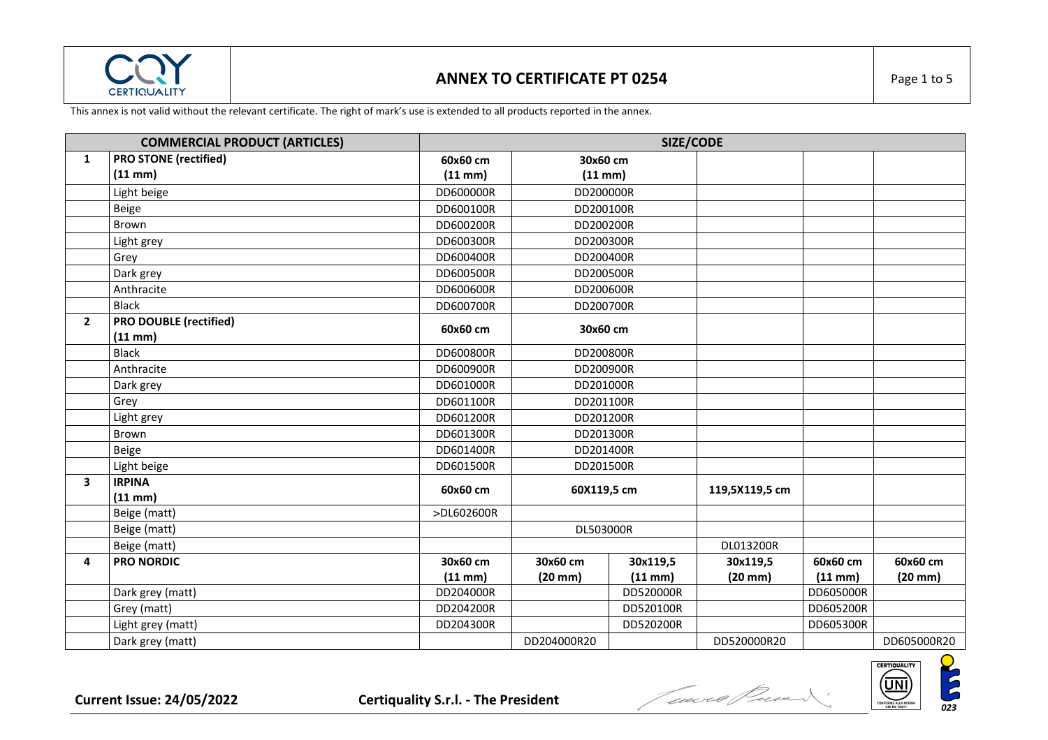## ANNEX TO CERTIFICATE PT 0254

This annex is not valid without the relevant certificate. The right of mark's use is extended to all products reported in the annex.

| | COMMERCIAL PRODUCT (ARTICLES) | SIZE/CODE | | | | | |
|---|---|---|---|---|---|---|---|
| **1** | **PRO STONE (rectified) (11 mm)** | **60x60 cm (11 mm)** | **30x60 cm (11 mm)** | | | | |
| | Light beige | DD600000R | DD200000R | | | | |
| | Beige | DD600100R | DD200100R | | | | |
| | Brown | DD600200R | DD200200R | | | | |
| | Light grey | DD600300R | DD200300R | | | | |
| | Grey | DD600400R | DD200400R | | | | |
| | Dark grey | DD600500R | DD200500R | | | | |
| | Anthracite | DD600600R | DD200600R | | | | |
| | Black | DD600700R | DD200700R | | | | |
| **2** | **PRO DOUBLE (rectified) (11 mm)** | **60x60 cm** | **30x60 cm** | | | | |
| | Black | DD600800R | DD200800R | | | | |
| | Anthracite | DD600900R | DD200900R | | | | |
| | Dark grey | DD601000R | DD201000R | | | | |
| | Grey | DD601100R | DD201100R | | | | |
| | Light grey | DD601200R | DD201200R | | | | |
| | Brown | DD601300R | DD201300R | | | | |
| | Beige | DD601400R | DD201400R | | | | |
| | Light beige | DD601500R | DD201500R | | | | |
| **3** | **IRPINA (11 mm)** | **60x60 cm** | **60X119,5 cm** | | **119,5X119,5 cm** | | |
| | Beige (matt) | >DL602600R | | | | | |
| | Beige (matt) | | DL503000R | | | | |
| | Beige (matt) | | | | DL013200R | | |
| **4** | **PRO NORDIC** | **30x60 cm (11 mm)** | **30x60 cm (20 mm)** | **30x119,5 (11 mm)** | **30x119,5 (20 mm)** | **60x60 cm (11 mm)** | **60x60 cm (20 mm)** |
| | Dark grey (matt) | DD204000R | | DD520000R | | DD605000R | |
| | Grey (matt) | DD204200R | | DD520100R | | DD605200R | |
| | Light grey (matt) | DD204300R | | DD520200R | | DD605300R | |
| | Dark grey (matt) | | DD204000R20 | | DD520000R20 | | DD605000R20 |

**Current Issue: 24/05/2022** **Certiquality S.r.l. - The President**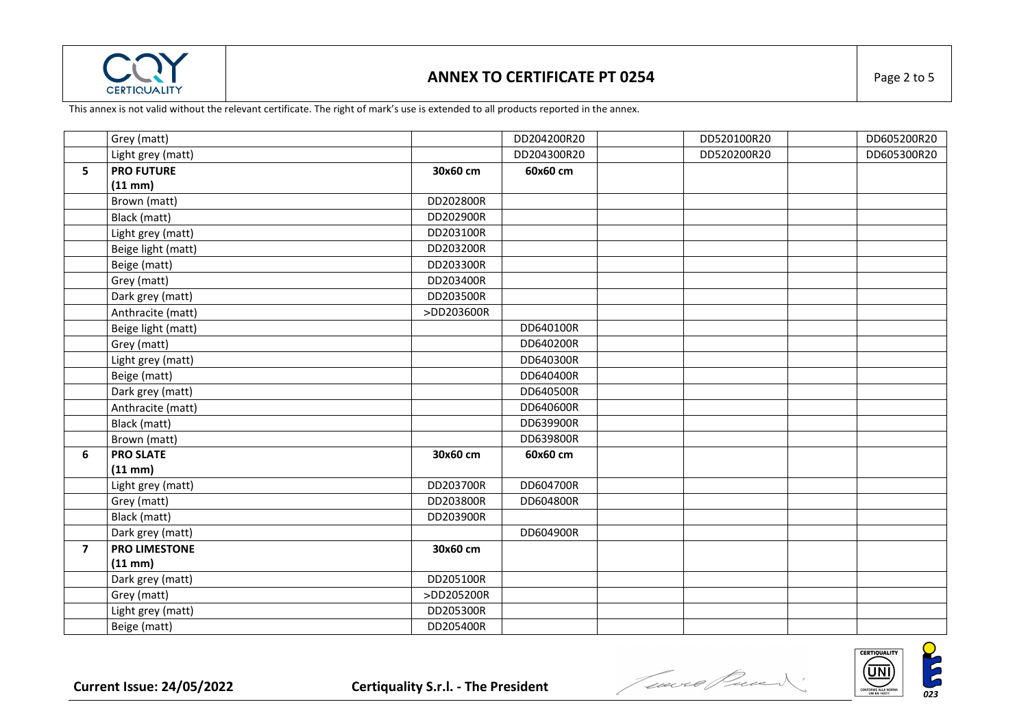# ANNEX TO CERTIFICATE PT 0254

This annex is not valid without the relevant certificate. The right of mark's use is extended to all products reported in the annex.

| | | | | | | | |
|---|---|---|---|---|---|---|---|
| | Grey (matt) | | DD204200R20 | | DD520100R20 | | DD605200R20 |
| | Light grey (matt) | | DD204300R20 | | DD520200R20 | | DD605300R20 |
| **5** | **PRO FUTURE (11 mm)** | **30x60 cm** | **60x60 cm** | | | | |
| | Brown (matt) | DD202800R | | | | | |
| | Black (matt) | DD202900R | | | | | |
| | Light grey (matt) | DD203100R | | | | | |
| | Beige light (matt) | DD203200R | | | | | |
| | Beige (matt) | DD203300R | | | | | |
| | Grey (matt) | DD203400R | | | | | |
| | Dark grey (matt) | DD203500R | | | | | |
| | Anthracite (matt) | >DD203600R | | | | | |
| | Beige light (matt) | | DD640100R | | | | |
| | Grey (matt) | | DD640200R | | | | |
| | Light grey (matt) | | DD640300R | | | | |
| | Beige (matt) | | DD640400R | | | | |
| | Dark grey (matt) | | DD640500R | | | | |
| | Anthracite (matt) | | DD640600R | | | | |
| | Black (matt) | | DD639900R | | | | |
| | Brown (matt) | | DD639800R | | | | |
| **6** | **PRO SLATE (11 mm)** | **30x60 cm** | **60x60 cm** | | | | |
| | Light grey (matt) | DD203700R | DD604700R | | | | |
| | Grey (matt) | DD203800R | DD604800R | | | | |
| | Black (matt) | DD203900R | | | | | |
| | Dark grey (matt) | | DD604900R | | | | |
| **7** | **PRO LIMESTONE (11 mm)** | **30x60 cm** | | | | | |
| | Dark grey (matt) | DD205100R | | | | | |
| | Grey (matt) | >DD205200R | | | | | |
| | Light grey (matt) | DD205300R | | | | | |
| | Beige (matt) | DD205400R | | | | | |

**Current Issue: 24/05/2022** **Certiquality S.r.l. - The President**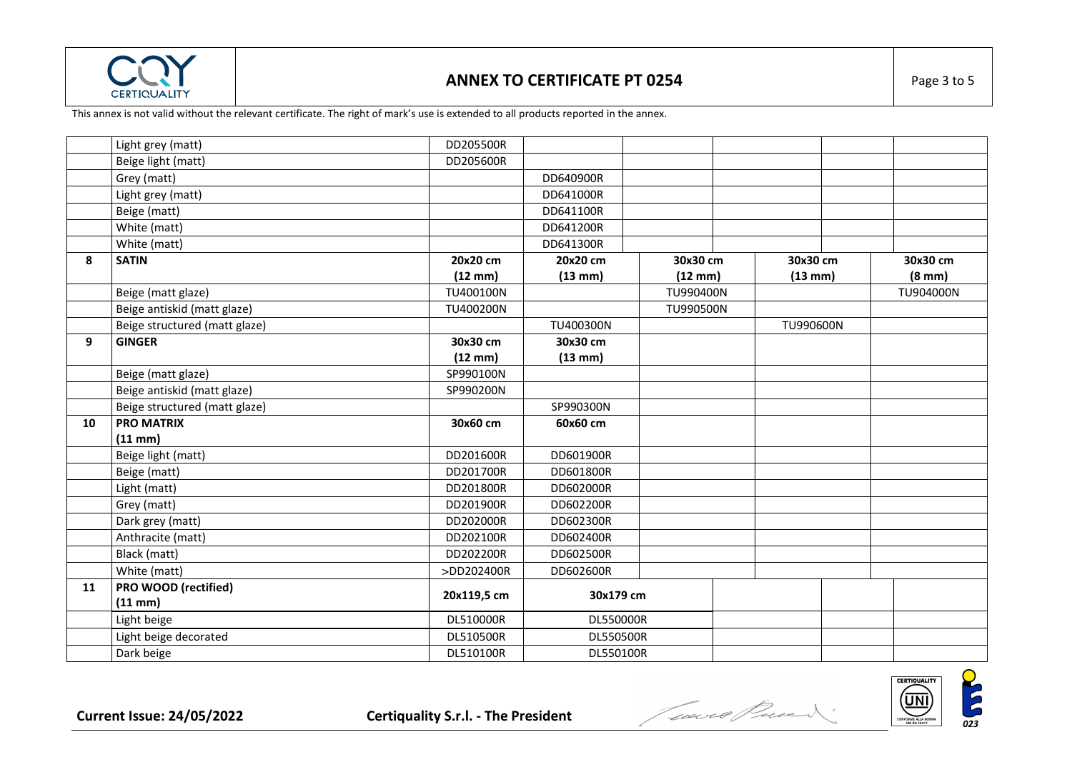# ANNEX TO CERTIFICATE PT 0254

This annex is not valid without the relevant certificate. The right of mark's use is extended to all products reported in the annex.

| | | | | | | |
|---|---|---|---|---|---|---|
| | Light grey (matt) | DD205500R | | | | |
| | Beige light (matt) | DD205600R | | | | |
| | Grey (matt) | | DD640900R | | | |
| | Light grey (matt) | | DD641000R | | | |
| | Beige (matt) | | DD641100R | | | |
| | White (matt) | | DD641200R | | | |
| | White (matt) | | DD641300R | | | |
| **8** | **SATIN** | **20x20 cm (12 mm)** | **20x20 cm (13 mm)** | **30x30 cm (12 mm)** | **30x30 cm (13 mm)** | **30x30 cm (8 mm)** |
| | Beige (matt glaze) | TU400100N | | TU990400N | | TU904000N |
| | Beige antiskid (matt glaze) | TU400200N | | TU990500N | | |
| | Beige structured (matt glaze) | | TU400300N | | TU990600N | |
| **9** | **GINGER** | **30x30 cm (12 mm)** | **30x30 cm (13 mm)** | | | |
| | Beige (matt glaze) | SP990100N | | | | |
| | Beige antiskid (matt glaze) | SP990200N | | | | |
| | Beige structured (matt glaze) | | SP990300N | | | |
| **10** | **PRO MATRIX (11 mm)** | **30x60 cm** | **60x60 cm** | | | |
| | Beige light (matt) | DD201600R | DD601900R | | | |
| | Beige (matt) | DD201700R | DD601800R | | | |
| | Light (matt) | DD201800R | DD602000R | | | |
| | Grey (matt) | DD201900R | DD602200R | | | |
| | Dark grey (matt) | DD202000R | DD602300R | | | |
| | Anthracite (matt) | DD202100R | DD602400R | | | |
| | Black (matt) | DD202200R | DD602500R | | | |
| | White (matt) | >DD202400R | DD602600R | | | |
| **11** | **PRO WOOD (rectified) (11 mm)** | **20x119,5 cm** | **30x179 cm** | | | |
| | Light beige | DL510000R | DL550000R | | | |
| | Light beige decorated | DL510500R | DL550500R | | | |
| | Dark beige | DL510100R | DL550100R | | | |

**Current Issue: 24/05/2022** **Certiquality S.r.l. - The President**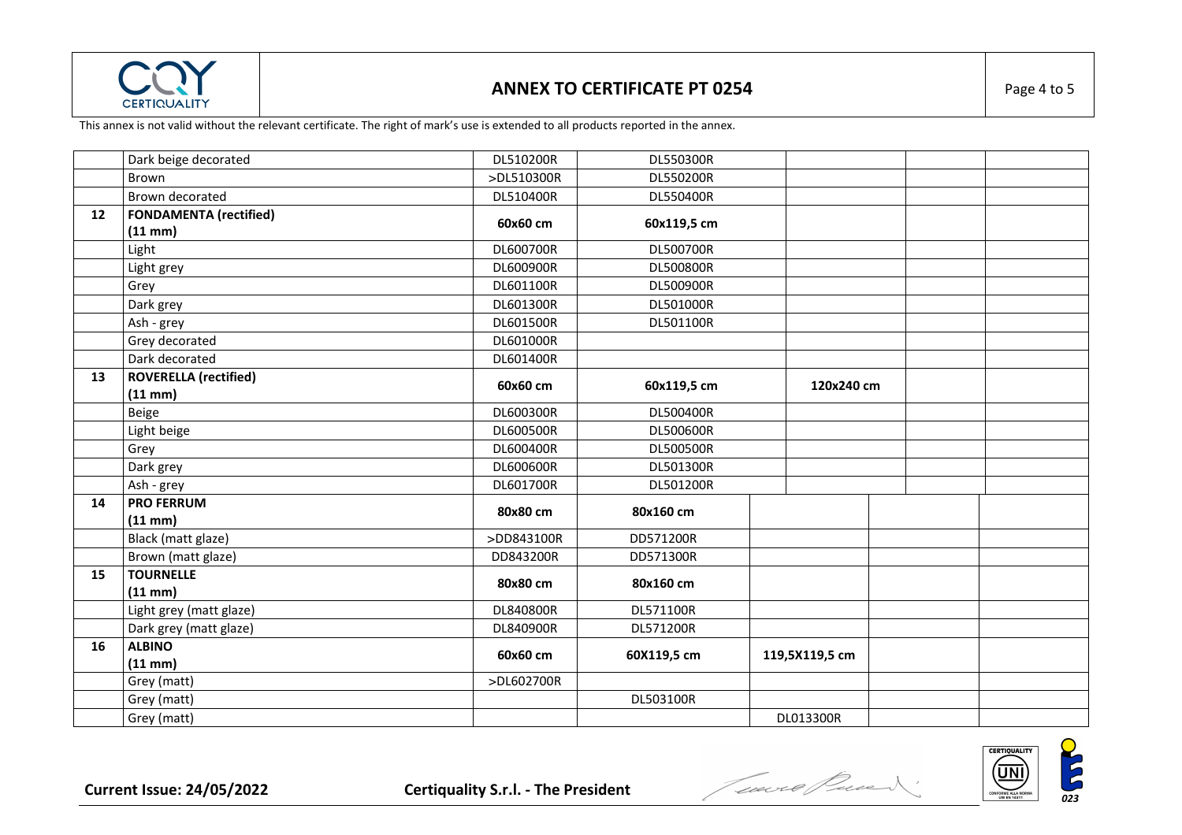This annex is not valid without the relevant certificate. The right of mark's use is extended to all products reported in the annex.

| | | | | | | |
|---|---|---|---|---|---|---|
| | Dark beige decorated | DL510200R | DL550300R | | | |
| | Brown | >DL510300R | DL550200R | | | |
| | Brown decorated | DL510400R | DL550400R | | | |
| **12** | **FONDAMENTA (rectified) (11 mm)** | **60x60 cm** | **60x119,5 cm** | | | |
| | Light | DL600700R | DL500700R | | | |
| | Light grey | DL600900R | DL500800R | | | |
| | Grey | DL601100R | DL500900R | | | |
| | Dark grey | DL601300R | DL501000R | | | |
| | Ash - grey | DL601500R | DL501100R | | | |
| | Grey decorated | DL601000R | | | | |
| | Dark decorated | DL601400R | | | | |
| **13** | **ROVERELLA (rectified) (11 mm)** | **60x60 cm** | **60x119,5 cm** | **120x240 cm** | | |
| | Beige | DL600300R | DL500400R | | | |
| | Light beige | DL600500R | DL500600R | | | |
| | Grey | DL600400R | DL500500R | | | |
| | Dark grey | DL600600R | DL501300R | | | |
| | Ash - grey | DL601700R | DL501200R | | | |
| **14** | **PRO FERRUM (11 mm)** | **80x80 cm** | **80x160 cm** | | | |
| | Black (matt glaze) | >DD843100R | DD571200R | | | |
| | Brown (matt glaze) | DD843200R | DD571300R | | | |
| **15** | **TOURNELLE (11 mm)** | **80x80 cm** | **80x160 cm** | | | |
| | Light grey (matt glaze) | DL840800R | DL571100R | | | |
| | Dark grey (matt glaze) | DL840900R | DL571200R | | | |
| **16** | **ALBINO (11 mm)** | **60x60 cm** | **60X119,5 cm** | **119,5X119,5 cm** | | |
| | Grey (matt) | >DL602700R | | | | |
| | Grey (matt) | | DL503100R | | | |
| | Grey (matt) | | | DL013300R | | |

**Current Issue: 24/05/2022** **Certiquality S.r.l. - The President**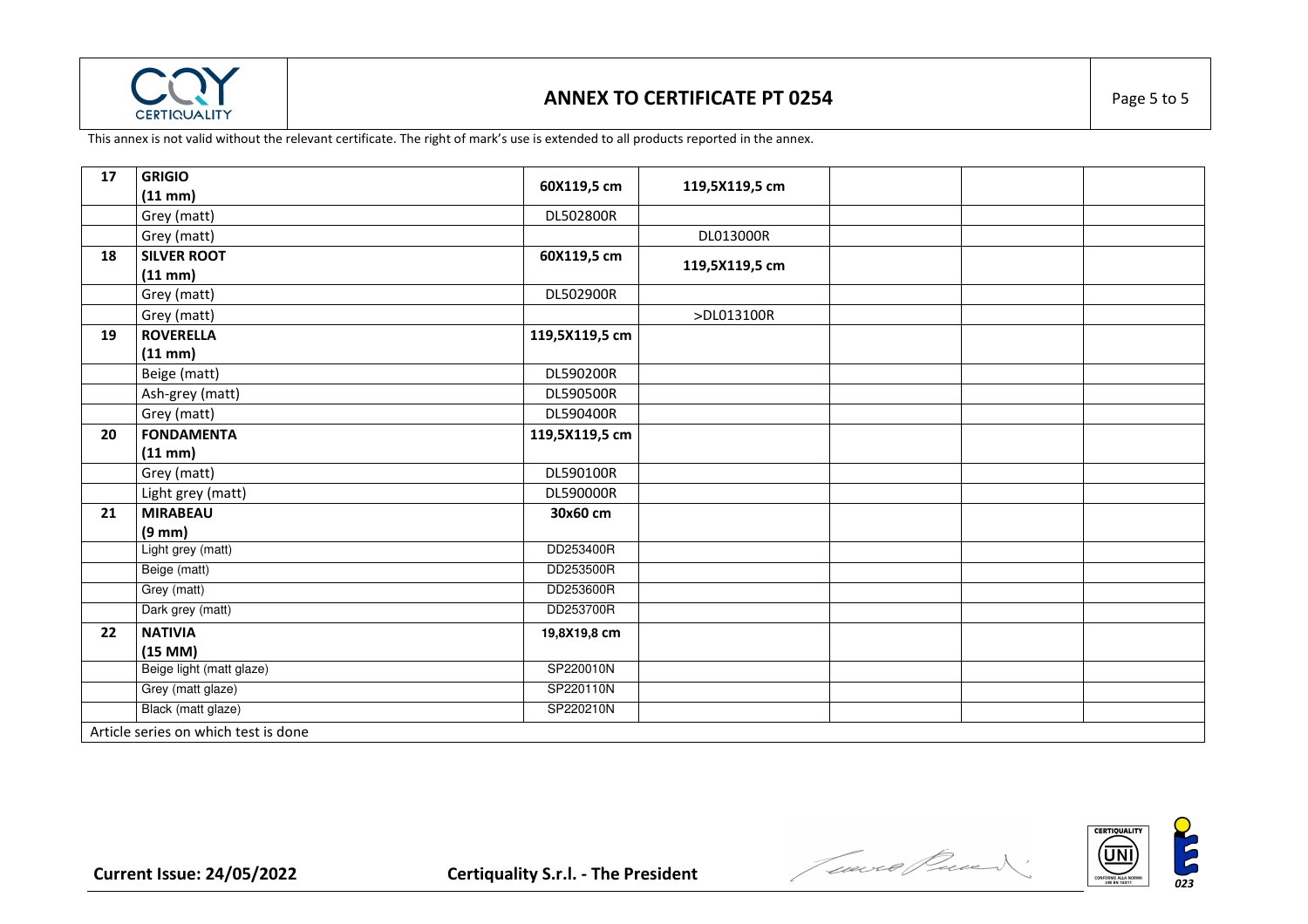This annex is not valid without the relevant certificate. The right of mark's use is extended to all products reported in the annex.

| | | | | | | |
|---|---|---|---|---|---|---|
| 17 | **GRIGIO** **(11 mm)** | **60X119,5 cm** | **119,5X119,5 cm** | | | |
| | Grey (matt) | DL502800R | | | | |
| | Grey (matt) | | DL013000R | | | |
| 18 | **SILVER ROOT** **(11 mm)** | **60X119,5 cm** | **119,5X119,5 cm** | | | |
| | Grey (matt) | DL502900R | | | | |
| | Grey (matt) | | >DL013100R | | | |
| 19 | **ROVERELLA** **(11 mm)** | **119,5X119,5 cm** | | | | |
| | Beige (matt) | DL590200R | | | | |
| | Ash-grey (matt) | DL590500R | | | | |
| | Grey (matt) | DL590400R | | | | |
| 20 | **FONDAMENTA** **(11 mm)** | **119,5X119,5 cm** | | | | |
| | Grey (matt) | DL590100R | | | | |
| | Light grey (matt) | DL590000R | | | | |
| 21 | **MIRABEAU** **(9 mm)** | **30x60 cm** | | | | |
| | Light grey (matt) | DD253400R | | | | |
| | Beige (matt) | DD253500R | | | | |
| | Grey (matt) | DD253600R | | | | |
| | Dark grey (matt) | DD253700R | | | | |
| 22 | **NATIVIA** **(15 MM)** | **19,8X19,8 cm** | | | | |
| | Beige light (matt glaze) | SP220010N | | | | |
| | Grey (matt glaze) | SP220110N | | | | |
| | Black (matt glaze) | SP220210N | | | | |

Article series on which test is done

**Current Issue: 24/05/2022** **Certiquality S.r.l. - The President**